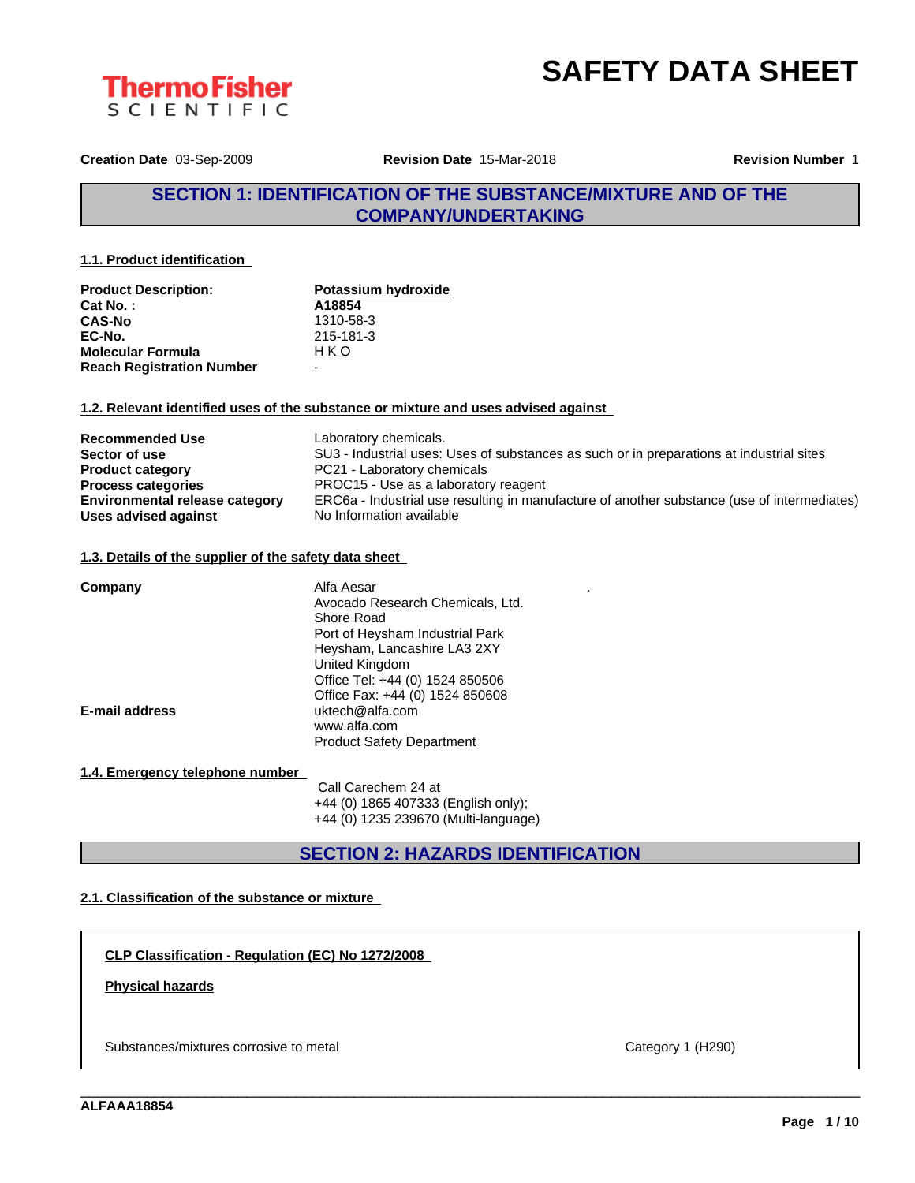**ThermoFisher SCIENTIFIC**

# SAFETY DATA SHEET

**Creation Date** 03-Sep-2009 **Revision Date** 15-Mar-2018 **Revision Number** 1

## SECTION 1: IDENTIFICATION OF THE SUBSTANCE/MIXTURE AND OF THE COMPANY/UNDERTAKING

### 1.1. Product identification

| | |
|---|---|
| **Product Description:** | **Potassium hydroxide** |
| **Cat No. :** | **A18854** |
| **CAS-No** | 1310-58-3 |
| **EC-No.** | 215-181-3 |
| **Molecular Formula** | H K O |
| **Reach Registration Number** | - |

### 1.2. Relevant identified uses of the substance or mixture and uses advised against

| | |
|---|---|
| **Recommended Use** | Laboratory chemicals. |
| **Sector of use** | SU3 - Industrial uses: Uses of substances as such or in preparations at industrial sites |
| **Product category** | PC21 - Laboratory chemicals |
| **Process categories** | PROC15 - Use as a laboratory reagent |
| **Environmental release category** | ERC6a - Industrial use resulting in manufacture of another substance (use of intermediates) |
| **Uses advised against** | No Information available |

### 1.3. Details of the supplier of the safety data sheet

**Company**

Alfa Aesar
Avocado Research Chemicals, Ltd.
Shore Road
Port of Heysham Industrial Park
Heysham, Lancashire LA3 2XY
United Kingdom
Office Tel: +44 (0) 1524 850506
Office Fax: +44 (0) 1524 850608

**E-mail address**

uktech@alfa.com
www.alfa.com
Product Safety Department

### 1.4. Emergency telephone number

Call Carechem 24 at
+44 (0) 1865 407333 (English only);
+44 (0) 1235 239670 (Multi-language)

## SECTION 2: HAZARDS IDENTIFICATION

### 2.1. Classification of the substance or mixture

**CLP Classification - Regulation (EC) No 1272/2008**

**Physical hazards**

| | |
|---|---|
| Substances/mixtures corrosive to metal | Category 1 (H290) |

ALFAAA18854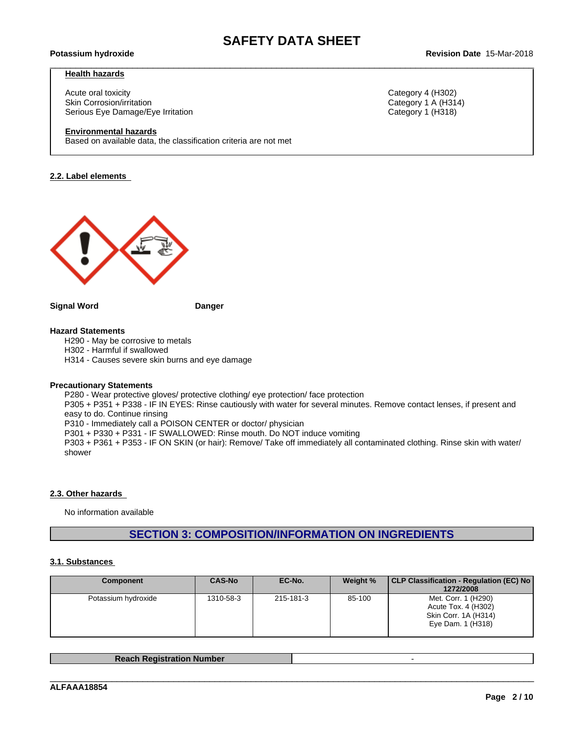**Health hazards**

| | |
|---|---|
| Acute oral toxicity | Category 4 (H302) |
| Skin Corrosion/irritation | Category 1 A (H314) |
| Serious Eye Damage/Eye Irritation | Category 1 (H318) |

**Environmental hazards**

Based on available data, the classification criteria are not met

### 2.2. Label elements

**Signal Word** **Danger**

**Hazard Statements**

H290 - May be corrosive to metals
H302 - Harmful if swallowed
H314 - Causes severe skin burns and eye damage

**Precautionary Statements**

P280 - Wear protective gloves/ protective clothing/ eye protection/ face protection
P305 + P351 + P338 - IF IN EYES: Rinse cautiously with water for several minutes. Remove contact lenses, if present and easy to do. Continue rinsing
P310 - Immediately call a POISON CENTER or doctor/ physician
P301 + P330 + P331 - IF SWALLOWED: Rinse mouth. Do NOT induce vomiting
P303 + P361 + P353 - IF ON SKIN (or hair): Remove/ Take off immediately all contaminated clothing. Rinse skin with water/ shower

### 2.3. Other hazards

No information available

## SECTION 3: COMPOSITION/INFORMATION ON INGREDIENTS

### 3.1. Substances

| Component | CAS-No | EC-No. | Weight % | CLP Classification - Regulation (EC) No 1272/2008 |
|---|---|---|---|---|
| Potassium hydroxide | 1310-58-3 | 215-181-3 | 85-100 | Met. Corr. 1 (H290)<br>Acute Tox. 4 (H302)<br>Skin Corr. 1A (H314)<br>Eye Dam. 1 (H318) |

| Reach Registration Number | - |
|---|---|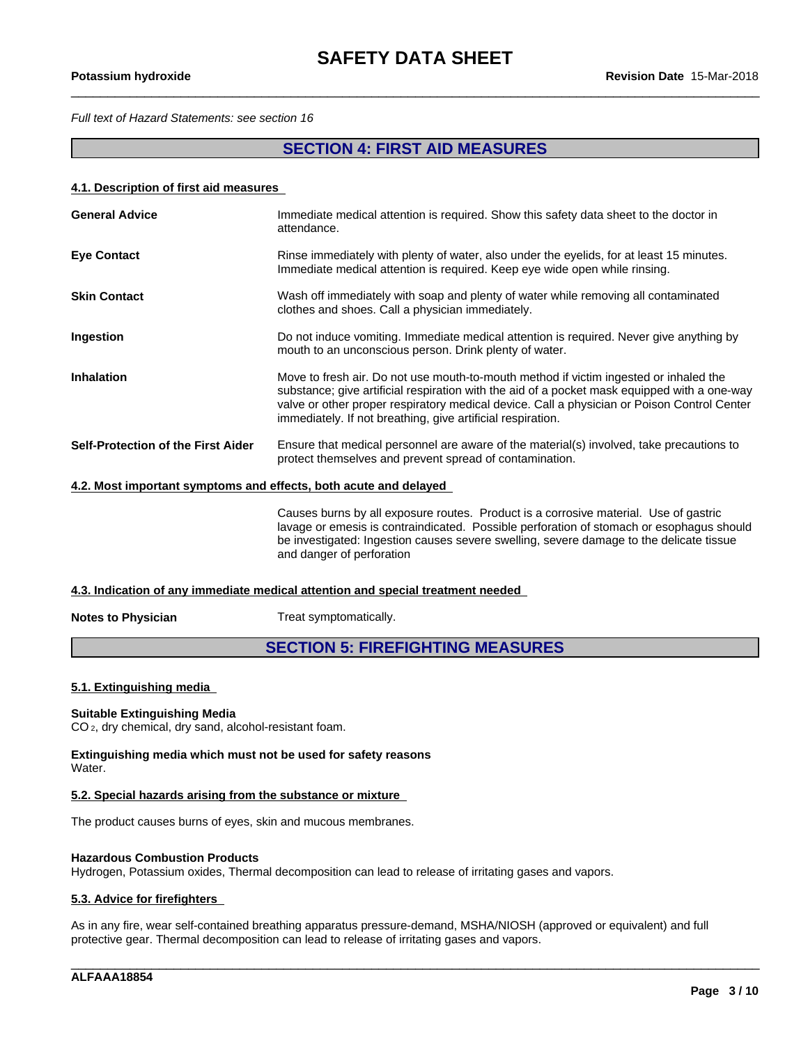*Full text of Hazard Statements: see section 16*

## SECTION 4: FIRST AID MEASURES

### 4.1. Description of first aid measures

**General Advice**
Immediate medical attention is required. Show this safety data sheet to the doctor in attendance.

**Eye Contact**
Rinse immediately with plenty of water, also under the eyelids, for at least 15 minutes. Immediate medical attention is required. Keep eye wide open while rinsing.

**Skin Contact**
Wash off immediately with soap and plenty of water while removing all contaminated clothes and shoes. Call a physician immediately.

**Ingestion**
Do not induce vomiting. Immediate medical attention is required. Never give anything by mouth to an unconscious person. Drink plenty of water.

**Inhalation**
Move to fresh air. Do not use mouth-to-mouth method if victim ingested or inhaled the substance; give artificial respiration with the aid of a pocket mask equipped with a one-way valve or other proper respiratory medical device. Call a physician or Poison Control Center immediately. If not breathing, give artificial respiration.

**Self-Protection of the First Aider**
Ensure that medical personnel are aware of the material(s) involved, take precautions to protect themselves and prevent spread of contamination.

### 4.2. Most important symptoms and effects, both acute and delayed

Causes burns by all exposure routes. Product is a corrosive material. Use of gastric lavage or emesis is contraindicated. Possible perforation of stomach or esophagus should be investigated: Ingestion causes severe swelling, severe damage to the delicate tissue and danger of perforation

### 4.3. Indication of any immediate medical attention and special treatment needed

**Notes to Physician**
Treat symptomatically.

## SECTION 5: FIREFIGHTING MEASURES

### 5.1. Extinguishing media

**Suitable Extinguishing Media**
$CO_2$, dry chemical, dry sand, alcohol-resistant foam.

**Extinguishing media which must not be used for safety reasons**
Water.

### 5.2. Special hazards arising from the substance or mixture

The product causes burns of eyes, skin and mucous membranes.

**Hazardous Combustion Products**
Hydrogen, Potassium oxides, Thermal decomposition can lead to release of irritating gases and vapors.

### 5.3. Advice for firefighters

As in any fire, wear self-contained breathing apparatus pressure-demand, MSHA/NIOSH (approved or equivalent) and full protective gear. Thermal decomposition can lead to release of irritating gases and vapors.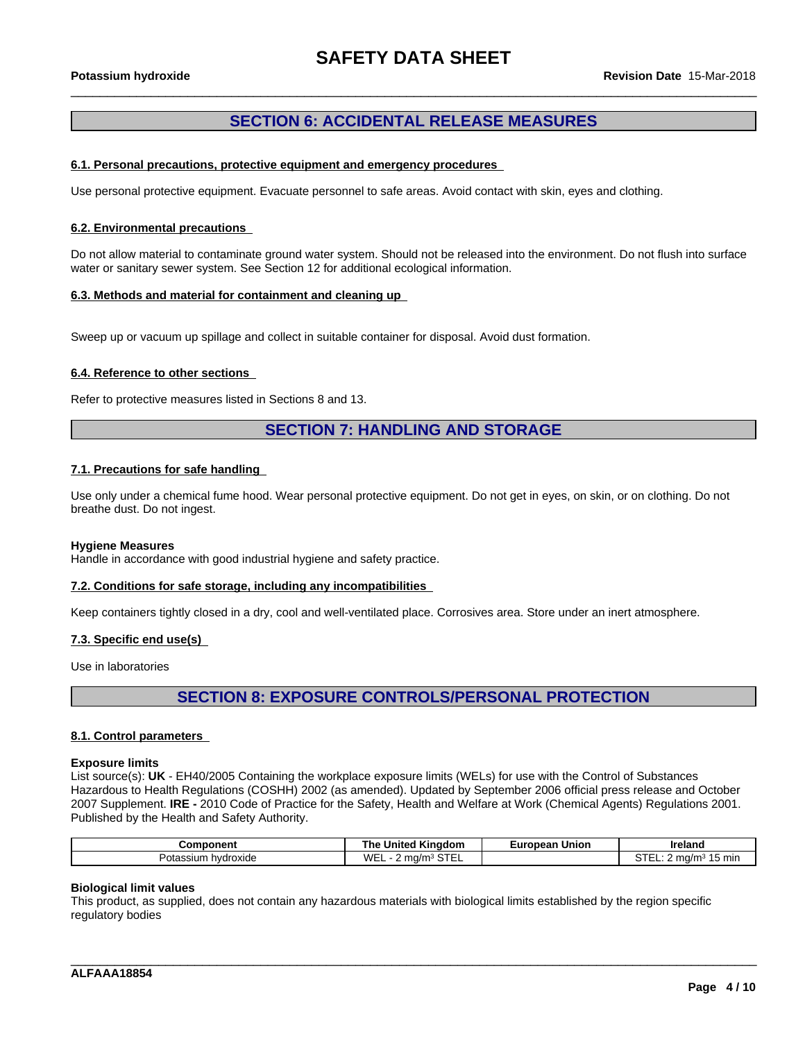## SECTION 6: ACCIDENTAL RELEASE MEASURES

### 6.1. Personal precautions, protective equipment and emergency procedures

Use personal protective equipment. Evacuate personnel to safe areas. Avoid contact with skin, eyes and clothing.

### 6.2. Environmental precautions

Do not allow material to contaminate ground water system. Should not be released into the environment. Do not flush into surface water or sanitary sewer system. See Section 12 for additional ecological information.

### 6.3. Methods and material for containment and cleaning up

Sweep up or vacuum up spillage and collect in suitable container for disposal. Avoid dust formation.

### 6.4. Reference to other sections

Refer to protective measures listed in Sections 8 and 13.

## SECTION 7: HANDLING AND STORAGE

### 7.1. Precautions for safe handling

Use only under a chemical fume hood. Wear personal protective equipment. Do not get in eyes, on skin, or on clothing. Do not breathe dust. Do not ingest.

**Hygiene Measures**
Handle in accordance with good industrial hygiene and safety practice.

### 7.2. Conditions for safe storage, including any incompatibilities

Keep containers tightly closed in a dry, cool and well-ventilated place. Corrosives area. Store under an inert atmosphere.

### 7.3. Specific end use(s)

Use in laboratories

## SECTION 8: EXPOSURE CONTROLS/PERSONAL PROTECTION

### 8.1. Control parameters

**Exposure limits**
List source(s): **UK** - EH40/2005 Containing the workplace exposure limits (WELs) for use with the Control of Substances Hazardous to Health Regulations (COSHH) 2002 (as amended). Updated by September 2006 official press release and October 2007 Supplement. **IRE -** 2010 Code of Practice for the Safety, Health and Welfare at Work (Chemical Agents) Regulations 2001. Published by the Health and Safety Authority.

| Component | The United Kingdom | European Union | Ireland |
|---|---|---|---|
| Potassium hydroxide | WEL - 2 mg/m³ STEL | | STEL: 2 mg/m³ 15 min |

**Biological limit values**
This product, as supplied, does not contain any hazardous materials with biological limits established by the region specific regulatory bodies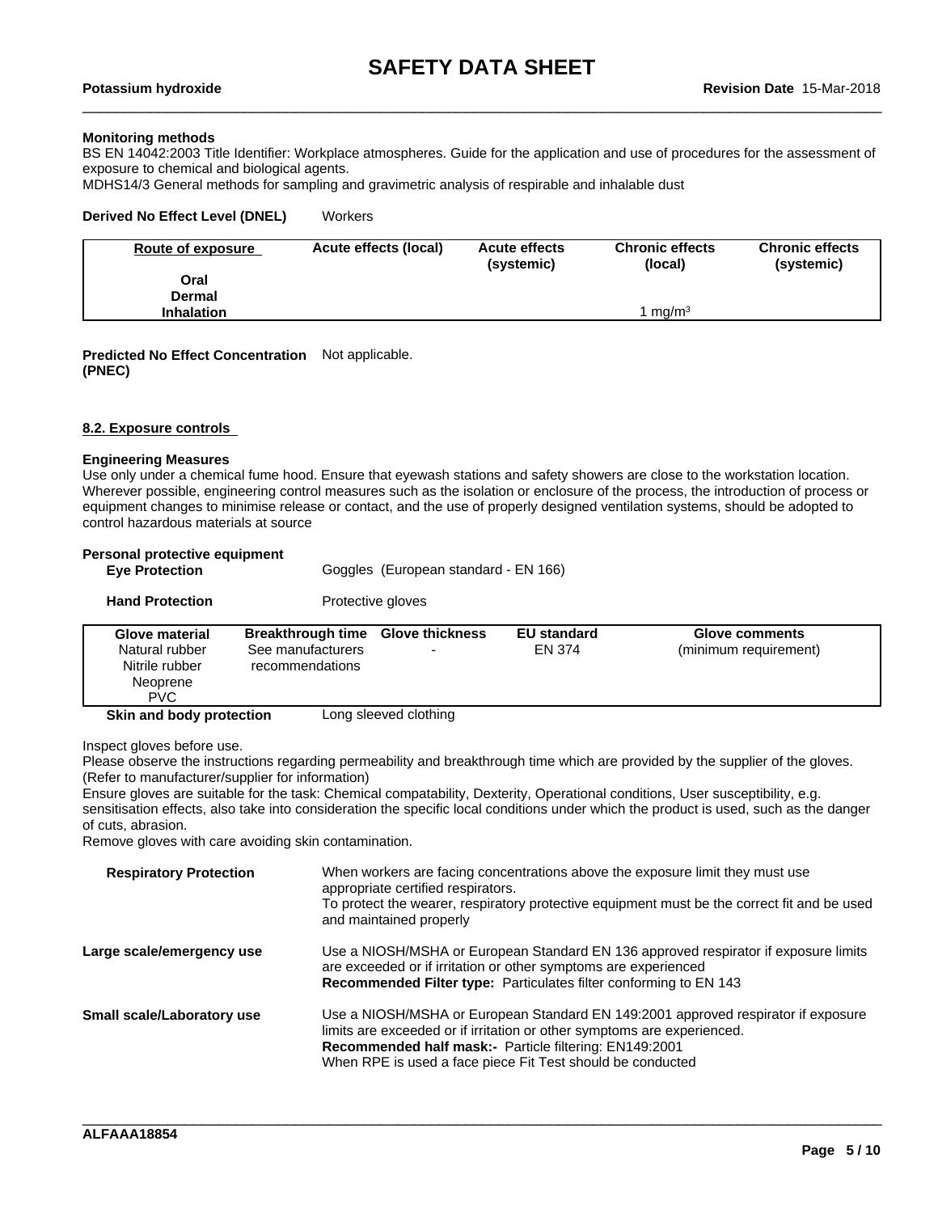**Monitoring methods**

BS EN 14042:2003 Title Identifier: Workplace atmospheres. Guide for the application and use of procedures for the assessment of exposure to chemical and biological agents.

MDHS14/3 General methods for sampling and gravimetric analysis of respirable and inhalable dust

**Derived No Effect Level (DNEL)** Workers

| Route of exposure | Acute effects (local) | Acute effects (systemic) | Chronic effects (local) | Chronic effects (systemic) |
|---|---|---|---|---|
| **Oral** | | | | |
| **Dermal** | | | | |
| **Inhalation** | | | 1 mg/m$^3$ | |

**Predicted No Effect Concentration (PNEC)** Not applicable.

## 8.2. Exposure controls

**Engineering Measures**

Use only under a chemical fume hood. Ensure that eyewash stations and safety showers are close to the workstation location. Wherever possible, engineering control measures such as the isolation or enclosure of the process, the introduction of process or equipment changes to minimise release or contact, and the use of properly designed ventilation systems, should be adopted to control hazardous materials at source

**Personal protective equipment**

**Eye Protection** Goggles (European standard - EN 166)

**Hand Protection** Protective gloves

| Glove material | Breakthrough time | Glove thickness | EU standard | Glove comments |
|---|---|---|---|---|
| Natural rubber<br>Nitrile rubber<br>Neoprene<br>PVC | See manufacturers recommendations | - | EN 374 | (minimum requirement) |

**Skin and body protection** Long sleeved clothing

Inspect gloves before use.

Please observe the instructions regarding permeability and breakthrough time which are provided by the supplier of the gloves. (Refer to manufacturer/supplier for information)

Ensure gloves are suitable for the task: Chemical compatability, Dexterity, Operational conditions, User susceptibility, e.g. sensitisation effects, also take into consideration the specific local conditions under which the product is used, such as the danger of cuts, abrasion.

Remove gloves with care avoiding skin contamination.

**Respiratory Protection** When workers are facing concentrations above the exposure limit they must use appropriate certified respirators.
To protect the wearer, respiratory protective equipment must be the correct fit and be used and maintained properly

**Large scale/emergency use** Use a NIOSH/MSHA or European Standard EN 136 approved respirator if exposure limits are exceeded or if irritation or other symptoms are experienced
**Recommended Filter type:** Particulates filter conforming to EN 143

**Small scale/Laboratory use** Use a NIOSH/MSHA or European Standard EN 149:2001 approved respirator if exposure limits are exceeded or if irritation or other symptoms are experienced.
**Recommended half mask:-** Particle filtering: EN149:2001
When RPE is used a face piece Fit Test should be conducted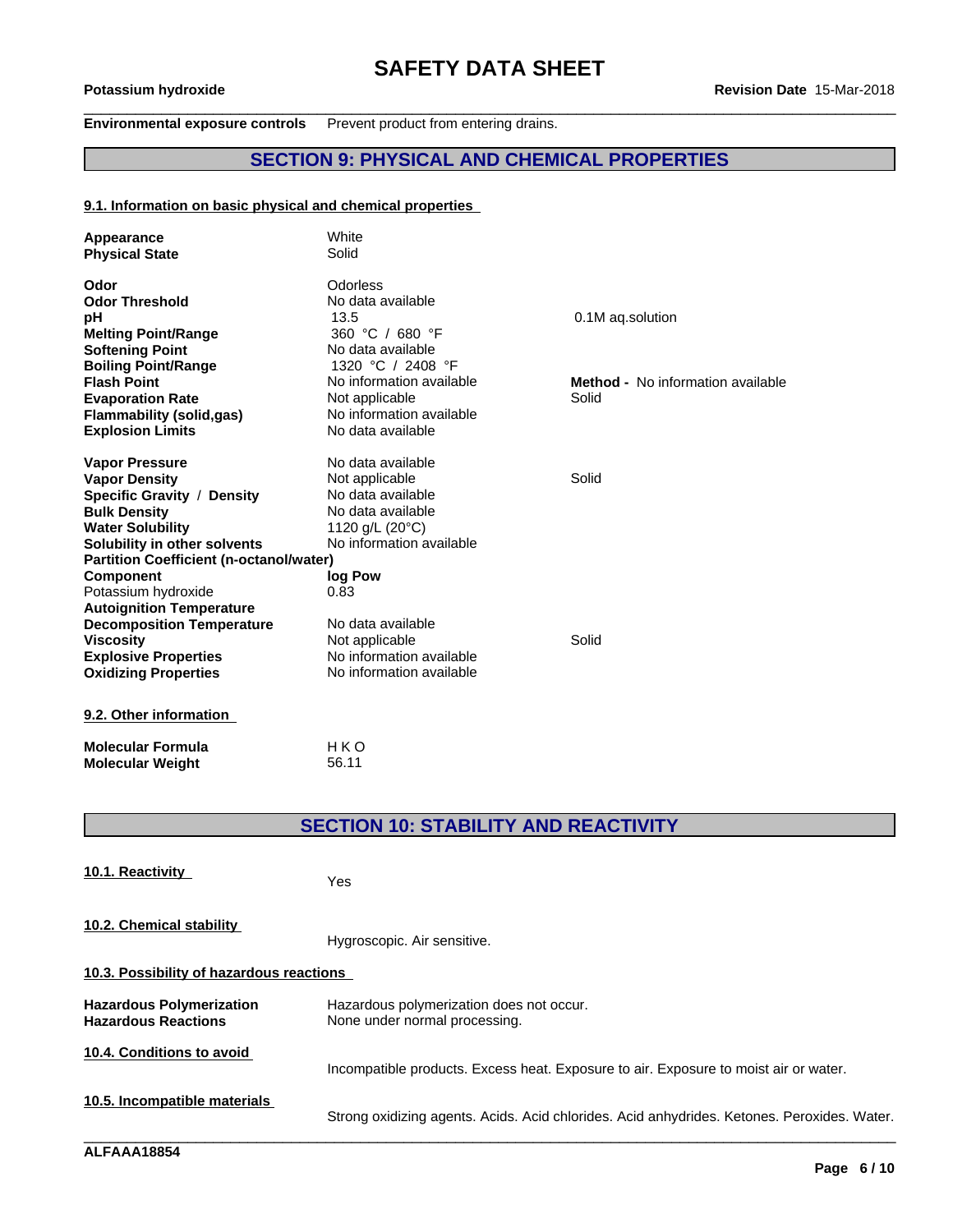**Environmental exposure controls** Prevent product from entering drains.

## SECTION 9: PHYSICAL AND CHEMICAL PROPERTIES

### 9.1. Information on basic physical and chemical properties

| | | |
|---|---|---|
| **Appearance** | White | |
| **Physical State** | Solid | |
| **Odor** | Odorless | |
| **Odor Threshold** | No data available | |
| **pH** | 13.5 | 0.1M aq.solution |
| **Melting Point/Range** | 360 °C / 680 °F | |
| **Softening Point** | No data available | |
| **Boiling Point/Range** | 1320 °C / 2408 °F | |
| **Flash Point** | No information available | **Method -** No information available |
| **Evaporation Rate** | Not applicable | Solid |
| **Flammability (solid,gas)** | No information available | |
| **Explosion Limits** | No data available | |
| **Vapor Pressure** | No data available | |
| **Vapor Density** | Not applicable | Solid |
| **Specific Gravity / Density** | No data available | |
| **Bulk Density** | No data available | |
| **Water Solubility** | 1120 g/L (20°C) | |
| **Solubility in other solvents** | No information available | |

**Partition Coefficient (n-octanol/water)**

| Component | log Pow |
|---|---|
| Potassium hydroxide | 0.83 |

| | | |
|---|---|---|
| **Autoignition Temperature** | | |
| **Decomposition Temperature** | No data available | |
| **Viscosity** | Not applicable | Solid |
| **Explosive Properties** | No information available | |
| **Oxidizing Properties** | No information available | |

### 9.2. Other information

| | |
|---|---|
| **Molecular Formula** | H K O |
| **Molecular Weight** | 56.11 |

## SECTION 10: STABILITY AND REACTIVITY

### 10.1. Reactivity

Yes

### 10.2. Chemical stability

Hygroscopic. Air sensitive.

### 10.3. Possibility of hazardous reactions

| | |
|---|---|
| **Hazardous Polymerization** | Hazardous polymerization does not occur. |
| **Hazardous Reactions** | None under normal processing. |

### 10.4. Conditions to avoid

Incompatible products. Excess heat. Exposure to air. Exposure to moist air or water.

### 10.5. Incompatible materials

Strong oxidizing agents. Acids. Acid chlorides. Acid anhydrides. Ketones. Peroxides. Water.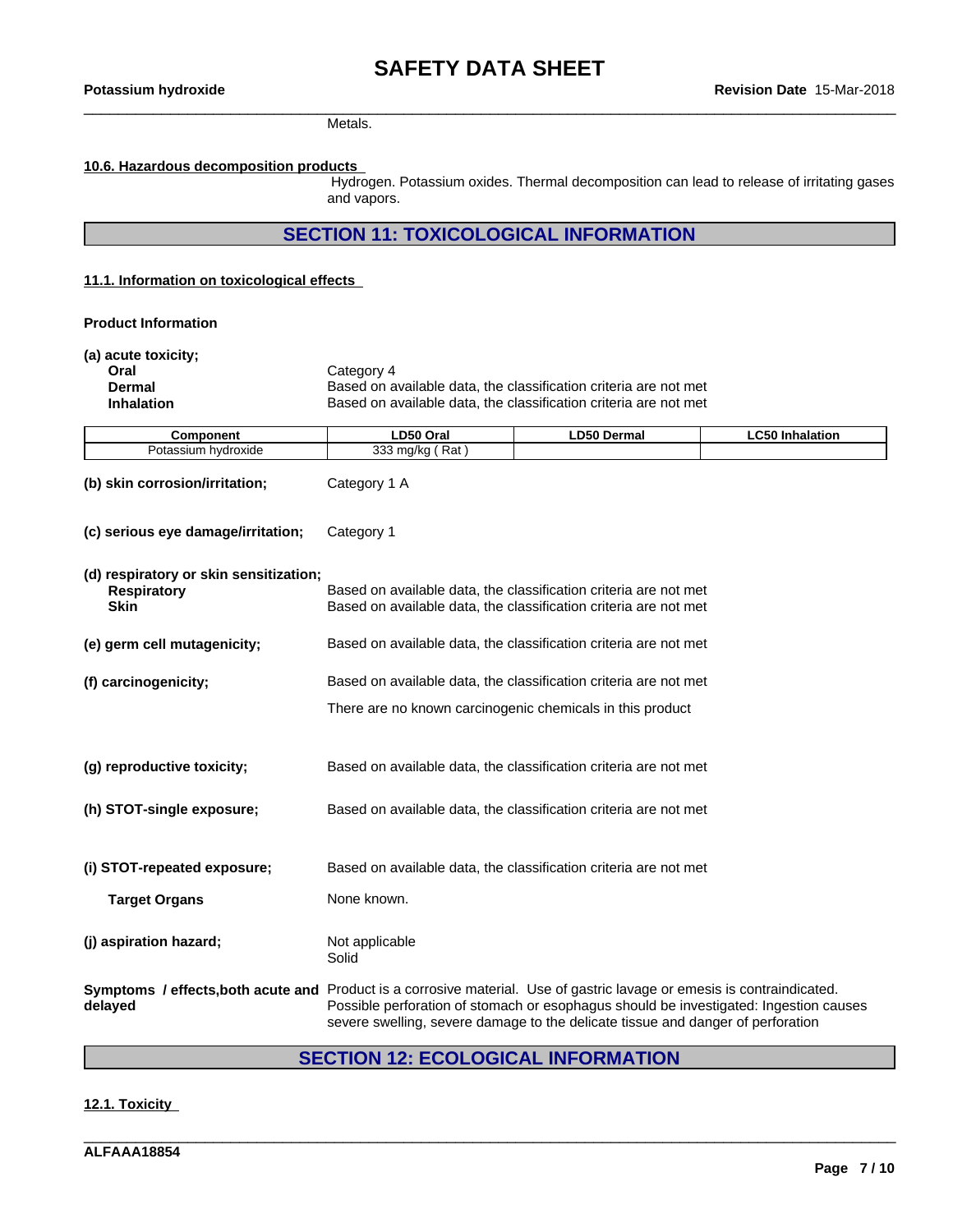Metals.

**10.6. Hazardous decomposition products**

Hydrogen. Potassium oxides. Thermal decomposition can lead to release of irritating gases and vapors.

## SECTION 11: TOXICOLOGICAL INFORMATION

**11.1. Information on toxicological effects**

**Product Information**

**(a) acute toxicity;**

**Oral** Category 4

**Dermal** Based on available data, the classification criteria are not met

**Inhalation** Based on available data, the classification criteria are not met

| Component | LD50 Oral | LD50 Dermal | LC50 Inhalation |
|---|---|---|---|
| Potassium hydroxide | 333 mg/kg ( Rat ) | | |

**(b) skin corrosion/irritation;** Category 1 A

**(c) serious eye damage/irritation;** Category 1

**(d) respiratory or skin sensitization;**

**Respiratory** Based on available data, the classification criteria are not met

**Skin** Based on available data, the classification criteria are not met

**(e) germ cell mutagenicity;** Based on available data, the classification criteria are not met

**(f) carcinogenicity;** Based on available data, the classification criteria are not met

There are no known carcinogenic chemicals in this product

**(g) reproductive toxicity;** Based on available data, the classification criteria are not met

**(h) STOT-single exposure;** Based on available data, the classification criteria are not met

**(i) STOT-repeated exposure;** Based on available data, the classification criteria are not met

**Target Organs** None known.

**(j) aspiration hazard;** Not applicable
Solid

**Symptoms / effects,both acute and delayed** Product is a corrosive material. Use of gastric lavage or emesis is contraindicated. Possible perforation of stomach or esophagus should be investigated: Ingestion causes severe swelling, severe damage to the delicate tissue and danger of perforation

## SECTION 12: ECOLOGICAL INFORMATION

**12.1. Toxicity**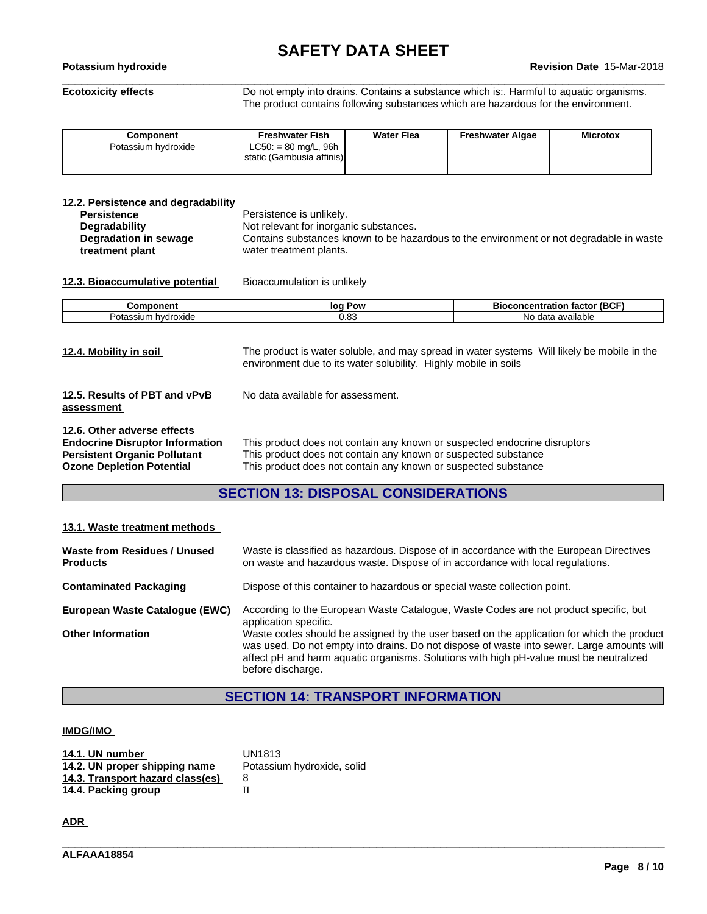**Ecotoxicity effects** — Do not empty into drains. Contains a substance which is:. Harmful to aquatic organisms. The product contains following substances which are hazardous for the environment.

| Component | Freshwater Fish | Water Flea | Freshwater Algae | Microtox |
|---|---|---|---|---|
| Potassium hydroxide | LC50: = 80 mg/L, 96h static (Gambusia affinis) | | | |

### 12.2. Persistence and degradability

**Persistence** — Persistence is unlikely.

**Degradability** — Not relevant for inorganic substances.

**Degradation in sewage treatment plant** — Contains substances known to be hazardous to the environment or not degradable in waste water treatment plants.

### 12.3. Bioaccumulative potential

Bioaccumulation is unlikely

| Component | log Pow | Bioconcentration factor (BCF) |
|---|---|---|
| Potassium hydroxide | 0.83 | No data available |

### 12.4. Mobility in soil

The product is water soluble, and may spread in water systems Will likely be mobile in the environment due to its water solubility. Highly mobile in soils

### 12.5. Results of PBT and vPvB assessment

No data available for assessment.

### 12.6. Other adverse effects

**Endocrine Disruptor Information** — This product does not contain any known or suspected endocrine disruptors

**Persistent Organic Pollutant** — This product does not contain any known or suspected substance

**Ozone Depletion Potential** — This product does not contain any known or suspected substance

## SECTION 13: DISPOSAL CONSIDERATIONS

### 13.1. Waste treatment methods

**Waste from Residues / Unused Products** — Waste is classified as hazardous. Dispose of in accordance with the European Directives on waste and hazardous waste. Dispose of in accordance with local regulations.

**Contaminated Packaging** — Dispose of this container to hazardous or special waste collection point.

**European Waste Catalogue (EWC)** — According to the European Waste Catalogue, Waste Codes are not product specific, but application specific.

**Other Information** — Waste codes should be assigned by the user based on the application for which the product was used. Do not empty into drains. Do not dispose of waste into sewer. Large amounts will affect pH and harm aquatic organisms. Solutions with high pH-value must be neutralized before discharge.

## SECTION 14: TRANSPORT INFORMATION

### IMDG/IMO

**14.1. UN number** — UN1813

**14.2. UN proper shipping name** — Potassium hydroxide, solid

**14.3. Transport hazard class(es)** — 8

**14.4. Packing group** — II

### ADR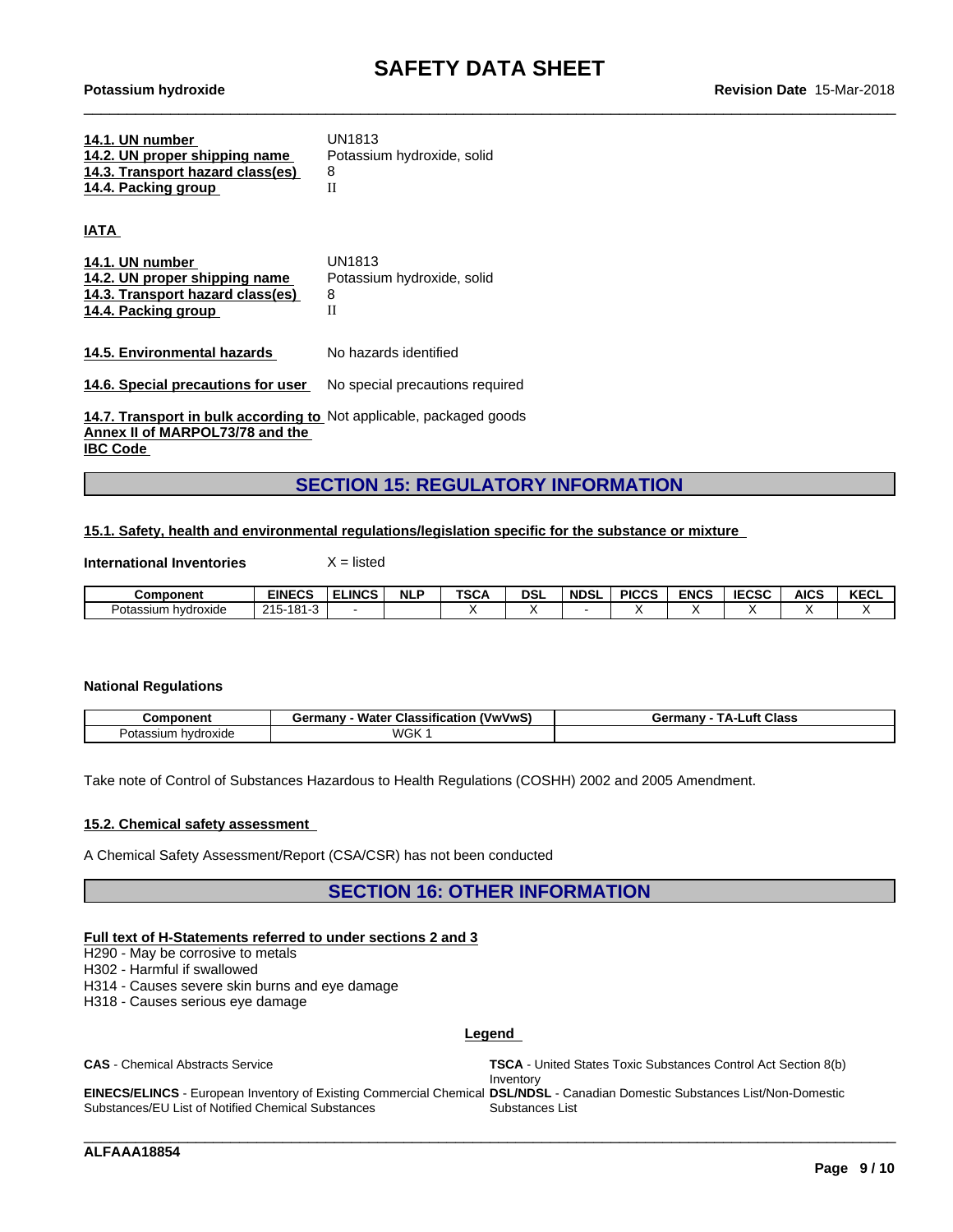**14.1. UN number** UN1813
**14.2. UN proper shipping name** Potassium hydroxide, solid
**14.3. Transport hazard class(es)** 8
**14.4. Packing group** II

**IATA**

**14.1. UN number** UN1813
**14.2. UN proper shipping name** Potassium hydroxide, solid
**14.3. Transport hazard class(es)** 8
**14.4. Packing group** II

**14.5. Environmental hazards** No hazards identified

**14.6. Special precautions for user** No special precautions required

**14.7. Transport in bulk according to Annex II of MARPOL73/78 and the IBC Code** Not applicable, packaged goods

## SECTION 15: REGULATORY INFORMATION

### 15.1. Safety, health and environmental regulations/legislation specific for the substance or mixture

**International Inventories** X = listed

| Component | EINECS | ELINCS | NLP | TSCA | DSL | NDSL | PICCS | ENCS | IECSC | AICS | KECL |
|---|---|---|---|---|---|---|---|---|---|---|---|
| Potassium hydroxide | 215-181-3 | - | | X | X | - | X | X | X | X | X |

**National Regulations**

| Component | Germany - Water Classification (VwVwS) | Germany - TA-Luft Class |
|---|---|---|
| Potassium hydroxide | WGK 1 | |

Take note of Control of Substances Hazardous to Health Regulations (COSHH) 2002 and 2005 Amendment.

### 15.2. Chemical safety assessment

A Chemical Safety Assessment/Report (CSA/CSR) has not been conducted

## SECTION 16: OTHER INFORMATION

**Full text of H-Statements referred to under sections 2 and 3**

H290 - May be corrosive to metals
H302 - Harmful if swallowed
H314 - Causes severe skin burns and eye damage
H318 - Causes serious eye damage

**Legend**

**CAS** - Chemical Abstracts Service

**TSCA** - United States Toxic Substances Control Act Section 8(b) Inventory

**EINECS/ELINCS** - European Inventory of Existing Commercial Chemical Substances/EU List of Notified Chemical Substances

**DSL/NDSL** - Canadian Domestic Substances List/Non-Domestic Substances List

ALFAAA18854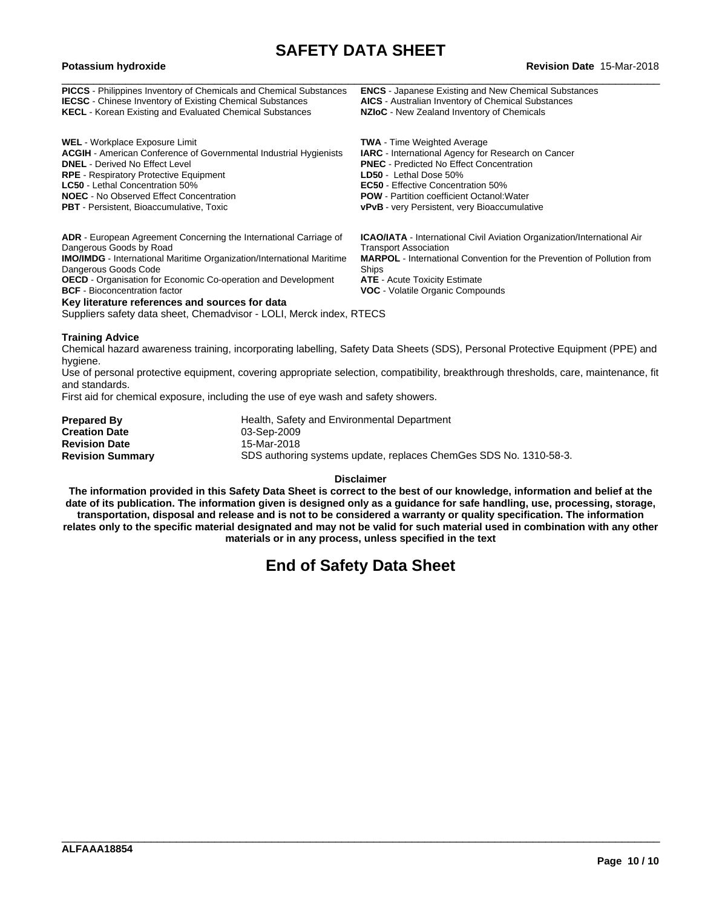**PICCS** - Philippines Inventory of Chemicals and Chemical Substances
**IECSC** - Chinese Inventory of Existing Chemical Substances
**KECL** - Korean Existing and Evaluated Chemical Substances
**ENCS** - Japanese Existing and New Chemical Substances
**AICS** - Australian Inventory of Chemical Substances
**NZIoC** - New Zealand Inventory of Chemicals

**WEL** - Workplace Exposure Limit
**ACGIH** - American Conference of Governmental Industrial Hygienists
**DNEL** - Derived No Effect Level
**RPE** - Respiratory Protective Equipment
**LC50** - Lethal Concentration 50%
**NOEC** - No Observed Effect Concentration
**PBT** - Persistent, Bioaccumulative, Toxic
**TWA** - Time Weighted Average
**IARC** - International Agency for Research on Cancer
**PNEC** - Predicted No Effect Concentration
**LD50** - Lethal Dose 50%
**EC50** - Effective Concentration 50%
**POW** - Partition coefficient Octanol:Water
**vPvB** - very Persistent, very Bioaccumulative

**ADR** - European Agreement Concerning the International Carriage of Dangerous Goods by Road
**IMO/IMDG** - International Maritime Organization/International Maritime Dangerous Goods Code
**OECD** - Organisation for Economic Co-operation and Development
**BCF** - Bioconcentration factor
**ICAO/IATA** - International Civil Aviation Organization/International Air Transport Association
**MARPOL** - International Convention for the Prevention of Pollution from Ships
**ATE** - Acute Toxicity Estimate
**VOC** - Volatile Organic Compounds

**Key literature references and sources for data**

Suppliers safety data sheet, Chemadvisor - LOLI, Merck index, RTECS

**Training Advice**

Chemical hazard awareness training, incorporating labelling, Safety Data Sheets (SDS), Personal Protective Equipment (PPE) and hygiene.

Use of personal protective equipment, covering appropriate selection, compatibility, breakthrough thresholds, care, maintenance, fit and standards.

First aid for chemical exposure, including the use of eye wash and safety showers.

| | |
|---|---|
| **Prepared By** | Health, Safety and Environmental Department |
| **Creation Date** | 03-Sep-2009 |
| **Revision Date** | 15-Mar-2018 |
| **Revision Summary** | SDS authoring systems update, replaces ChemGes SDS No. 1310-58-3. |

**Disclaimer**

**The information provided in this Safety Data Sheet is correct to the best of our knowledge, information and belief at the date of its publication. The information given is designed only as a guidance for safe handling, use, processing, storage, transportation, disposal and release and is not to be considered a warranty or quality specification. The information relates only to the specific material designated and may not be valid for such material used in combination with any other materials or in any process, unless specified in the text**

# End of Safety Data Sheet